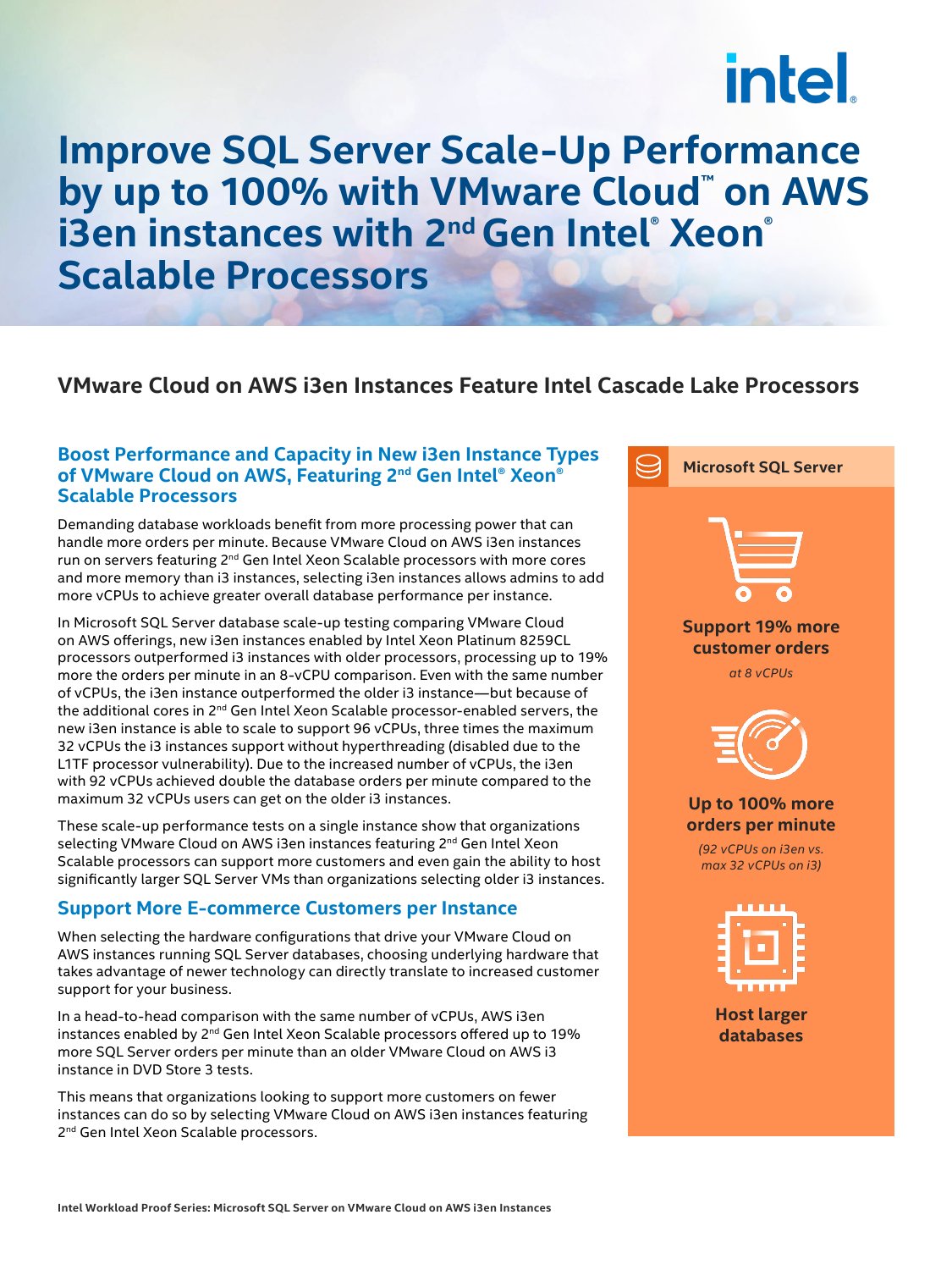# Improve SQL Server Scale-Up Performance by up to 100% with VMware Cloud™ on AWS i3en instances with 2nd Gen Intel® Xeon® Scalable Processors

## VMware Cloud on AWS i3en Instances Feature Intel Cascade Lake Processors

### Boost Performance and Capacity in New i3en Instance Types of VMware Cloud on AWS, Featuring 2nd Gen Intel® Xeon® Scalable Processors

Demanding database workloads benefit from more processing power that can handle more orders per minute. Because VMware Cloud on AWS i3en instances run on servers featuring 2nd Gen Intel Xeon Scalable processors with more cores and more memory than i3 instances, selecting i3en instances allows admins to add more vCPUs to achieve greater overall database performance per instance.

In Microsoft SQL Server database scale-up testing comparing VMware Cloud on AWS offerings, new i3en instances enabled by Intel Xeon Platinum 8259CL processors outperformed i3 instances with older processors, processing up to 19% more the orders per minute in an 8-vCPU comparison. Even with the same number of vCPUs, the i3en instance outperformed the older i3 instance—but because of the additional cores in 2nd Gen Intel Xeon Scalable processor-enabled servers, the new i3en instance is able to scale to support 96 vCPUs, three times the maximum 32 vCPUs the i3 instances support without hyperthreading (disabled due to the L1TF processor vulnerability). Due to the increased number of vCPUs, the i3en with 92 vCPUs achieved double the database orders per minute compared to the maximum 32 vCPUs users can get on the older i3 instances.

These scale-up performance tests on a single instance show that organizations selecting VMware Cloud on AWS i3en instances featuring 2nd Gen Intel Xeon Scalable processors can support more customers and even gain the ability to host significantly larger SQL Server VMs than organizations selecting older i3 instances.

### Support More E-commerce Customers per Instance

When selecting the hardware configurations that drive your VMware Cloud on AWS instances running SQL Server databases, choosing underlying hardware that takes advantage of newer technology can directly translate to increased customer support for your business.

In a head-to-head comparison with the same number of vCPUs, AWS i3en instances enabled by 2nd Gen Intel Xeon Scalable processors offered up to 19% more SQL Server orders per minute than an older VMware Cloud on AWS i3 instance in DVD Store 3 tests.

This means that organizations looking to support more customers on fewer instances can do so by selecting VMware Cloud on AWS i3en instances featuring 2nd Gen Intel Xeon Scalable processors.

**Microsoft SQL Server**

**Support 19% more customer orders**

*at 8 vCPUs*

**Up to 100% more orders per minute**

*(92 vCPUs on i3en vs. max 32 vCPUs on i3)*

**Host larger databases**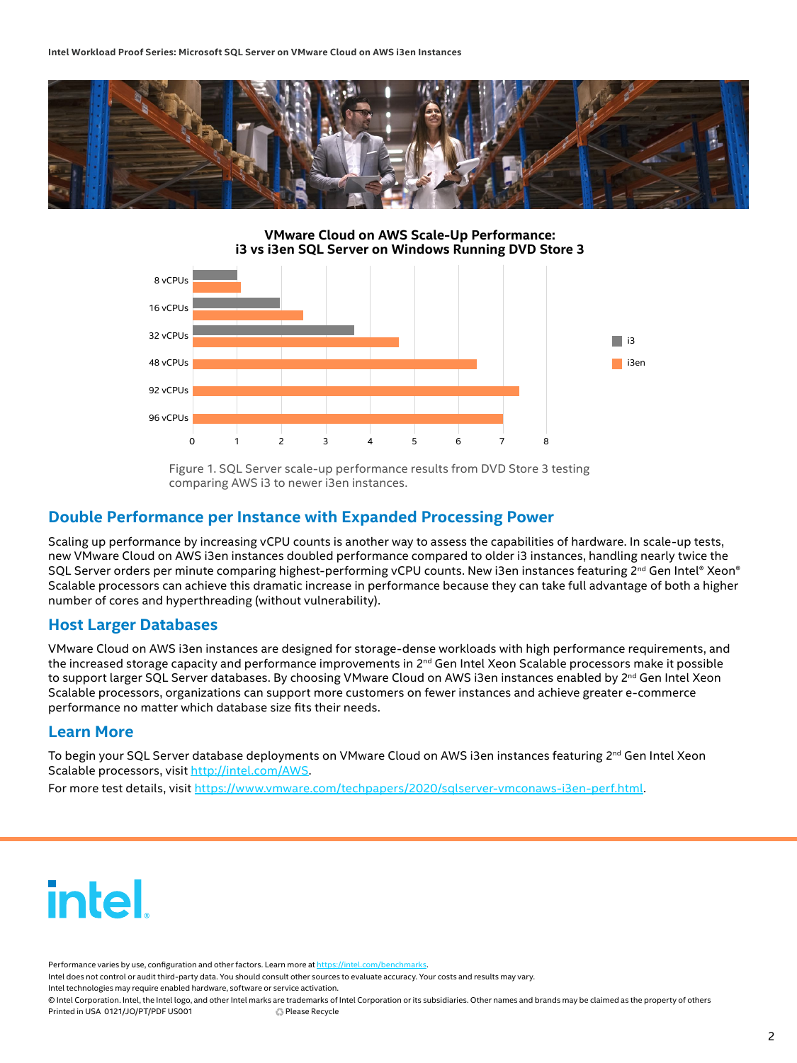VMware Cloud on AWS Scale-Up Performance:
i3 vs i3en SQL Server on Windows Running DVD Store 3

8 vCPUs
16 vCPUs
32 vCPUs
48 vCPUs
92 vCPUs
96 vCPUs

0 1 2 3 4 5 6 7 8

i3
i3en

Figure 1. SQL Server scale-up performance results from DVD Store 3 testing comparing AWS i3 to newer i3en instances.

## Double Performance per Instance with Expanded Processing Power

Scaling up performance by increasing vCPU counts is another way to assess the capabilities of hardware. In scale-up tests, new VMware Cloud on AWS i3en instances doubled performance compared to older i3 instances, handling nearly twice the SQL Server orders per minute comparing highest-performing vCPU counts. New i3en instances featuring 2nd Gen Intel® Xeon® Scalable processors can achieve this dramatic increase in performance because they can take full advantage of both a higher number of cores and hyperthreading (without vulnerability).

## Host Larger Databases

VMware Cloud on AWS i3en instances are designed for storage-dense workloads with high performance requirements, and the increased storage capacity and performance improvements in 2nd Gen Intel Xeon Scalable processors make it possible to support larger SQL Server databases. By choosing VMware Cloud on AWS i3en instances enabled by 2nd Gen Intel Xeon Scalable processors, organizations can support more customers on fewer instances and achieve greater e-commerce performance no matter which database size fits their needs.

## Learn More

To begin your SQL Server database deployments on VMware Cloud on AWS i3en instances featuring 2nd Gen Intel Xeon Scalable processors, visit http://intel.com/AWS.

For more test details, visit https://www.vmware.com/techpapers/2020/sqlserver-vmconaws-i3en-perf.html.

Performance varies by use, configuration and other factors. Learn more at https://intel.com/benchmarks.

Intel does not control or audit third-party data. You should consult other sources to evaluate accuracy. Your costs and results may vary.

Intel technologies may require enabled hardware, software or service activation.

© Intel Corporation. Intel, the Intel logo, and other Intel marks are trademarks of Intel Corporation or its subsidiaries. Other names and brands may be claimed as the property of others

Printed in USA 0121/JO/PT/PDF US001 Please Recycle